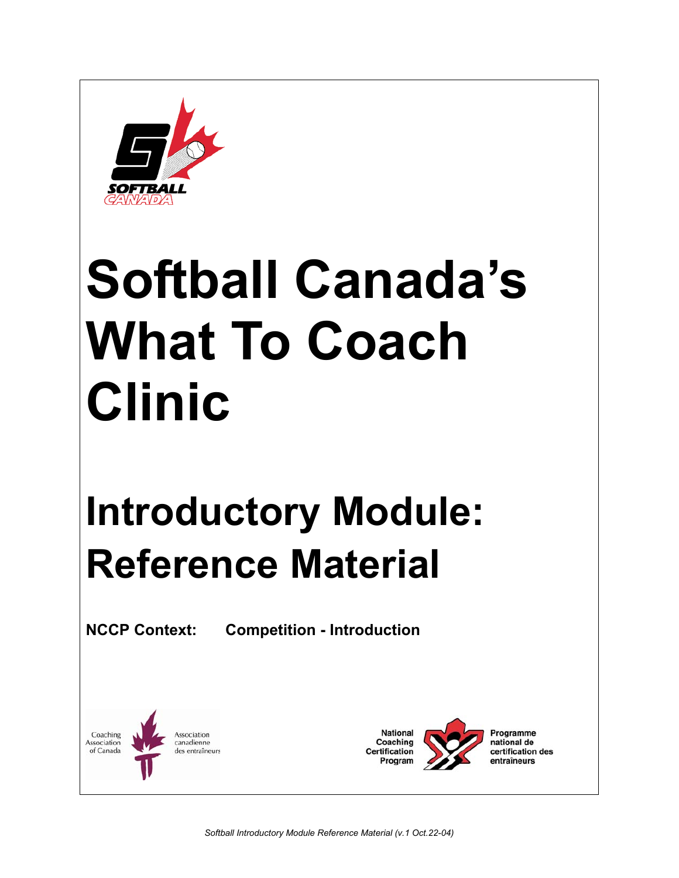# Softball Canada's What To Coach Clinic

## Introductory Module: Reference Material

**NCCP Context:** **Competition - Introduction**

Coaching Association of Canada / Association canadienne des entraîneurs

National Coaching Certification Program / Programme national de certification des entraîneurs

*Softball Introductory Module Reference Material (v.1 Oct.22-04)*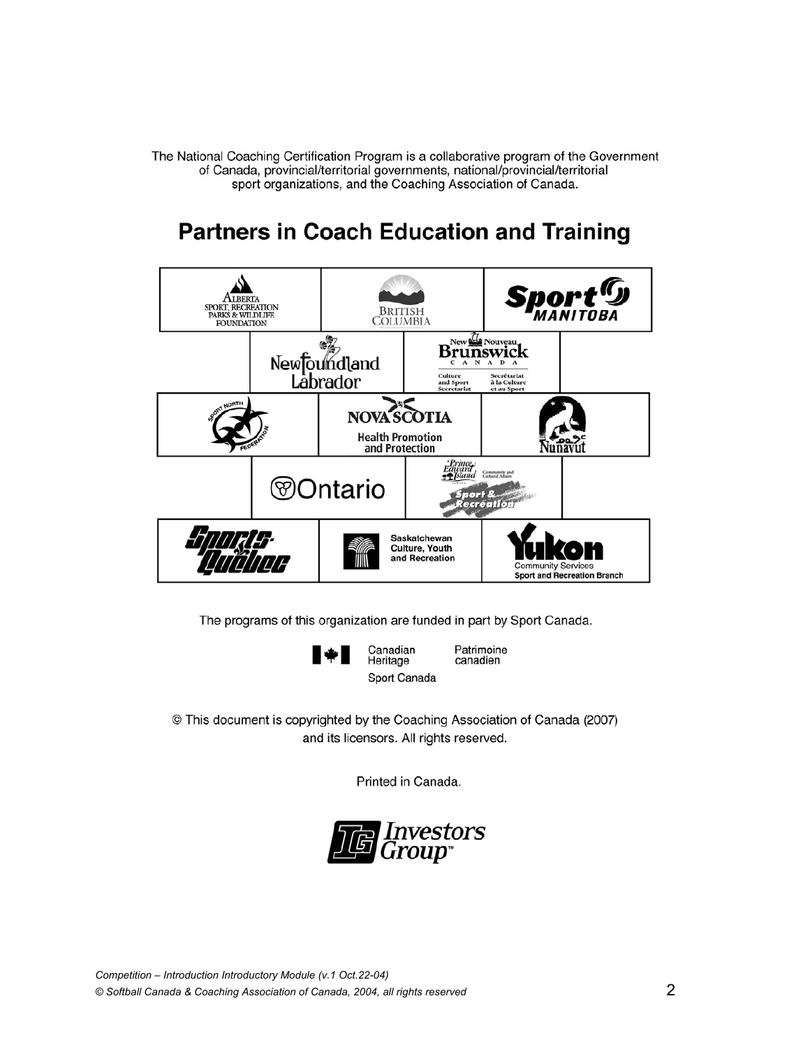The National Coaching Certification Program is a collaborative program of the Government of Canada, provincial/territorial governments, national/provincial/territorial sport organizations, and the Coaching Association of Canada.

## Partners in Coach Education and Training

The programs of this organization are funded in part by Sport Canada.

Canadian Heritage Patrimoine canadien

Sport Canada

© This document is copyrighted by the Coaching Association of Canada (2007) and its licensors. All rights reserved.

Printed in Canada.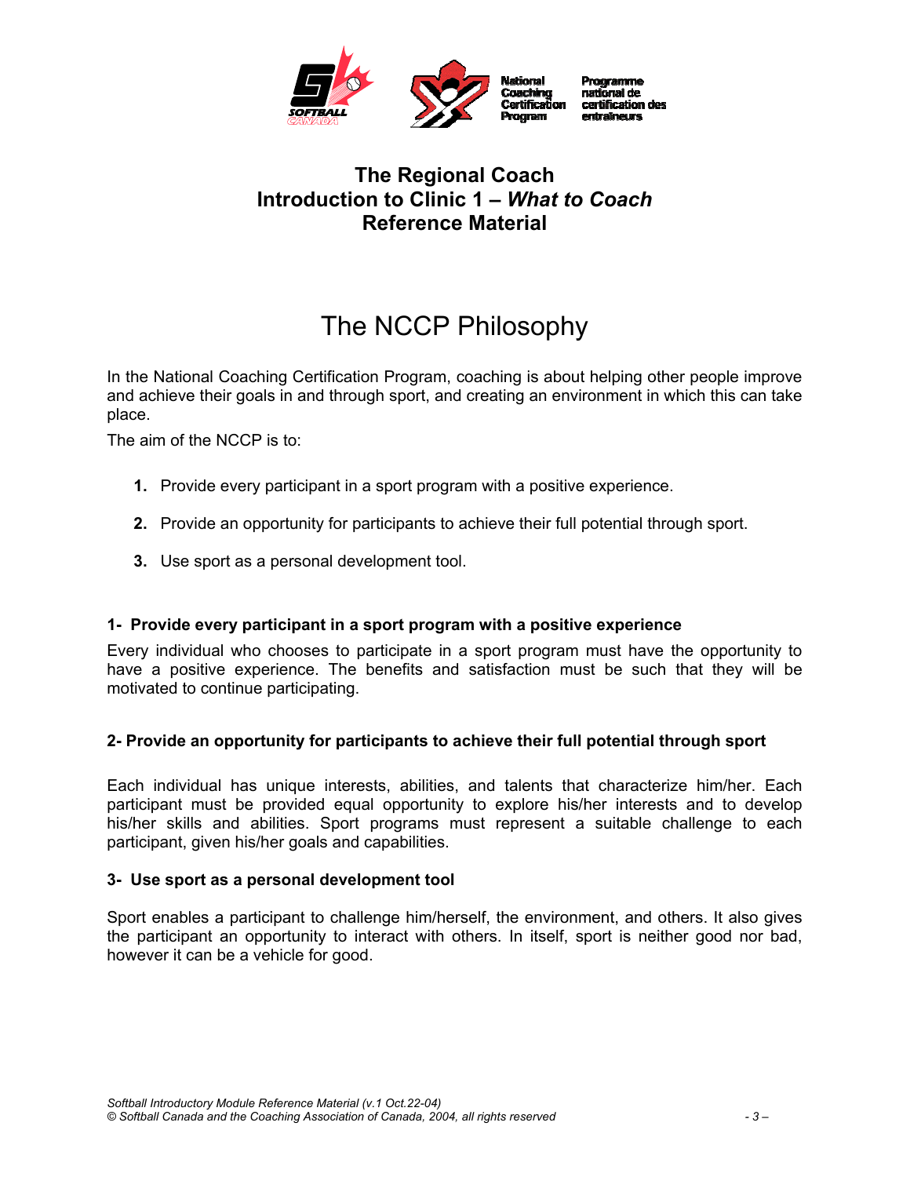# The Regional Coach
# Introduction to Clinic 1 – *What to Coach*
# Reference Material

## The NCCP Philosophy

In the National Coaching Certification Program, coaching is about helping other people improve and achieve their goals in and through sport, and creating an environment in which this can take place.

The aim of the NCCP is to:

1. Provide every participant in a sport program with a positive experience.
2. Provide an opportunity for participants to achieve their full potential through sport.
3. Use sport as a personal development tool.

### 1- Provide every participant in a sport program with a positive experience

Every individual who chooses to participate in a sport program must have the opportunity to have a positive experience. The benefits and satisfaction must be such that they will be motivated to continue participating.

### 2- Provide an opportunity for participants to achieve their full potential through sport

Each individual has unique interests, abilities, and talents that characterize him/her. Each participant must be provided equal opportunity to explore his/her interests and to develop his/her skills and abilities. Sport programs must represent a suitable challenge to each participant, given his/her goals and capabilities.

### 3- Use sport as a personal development tool

Sport enables a participant to challenge him/herself, the environment, and others. It also gives the participant an opportunity to interact with others. In itself, sport is neither good nor bad, however it can be a vehicle for good.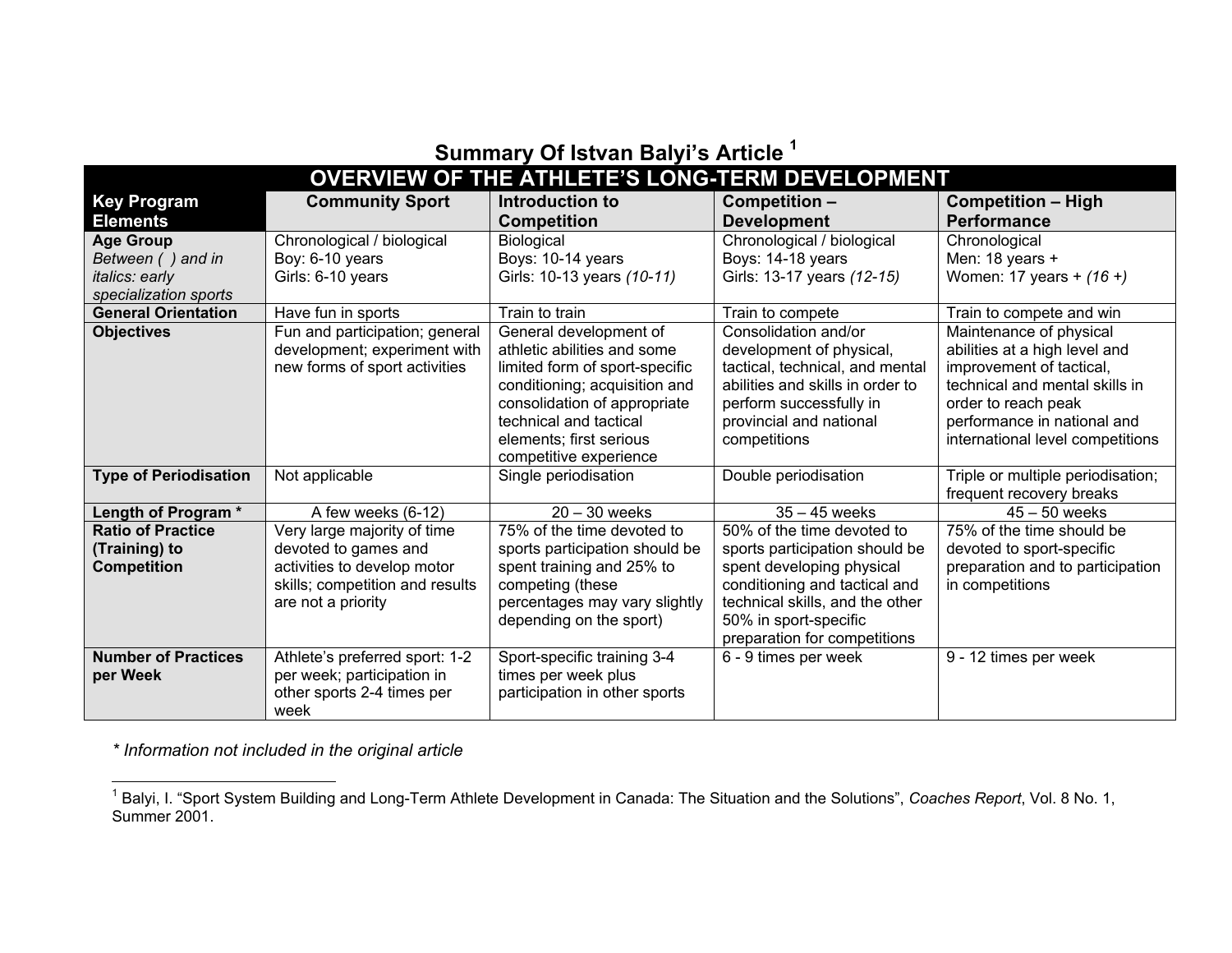# Summary Of Istvan Balyi's Article [1]

| OVERVIEW OF THE ATHLETE'S LONG-TERM DEVELOPMENT | | | | |
|---|---|---|---|---|
| **Key Program Elements** | **Community Sport** | **Introduction to Competition** | **Competition – Development** | **Competition – High Performance** |
| **Age Group** *Between ( ) and in italics: early specialization sports* | Chronological / biological Boy: 6-10 years Girls: 6-10 years | Biological Boys: 10-14 years Girls: 10-13 years *(10-11)* | Chronological / biological Boys: 14-18 years Girls: 13-17 years *(12-15)* | Chronological Men: 18 years + Women: 17 years + *(16 +)* |
| **General Orientation** | Have fun in sports | Train to train | Train to compete | Train to compete and win |
| **Objectives** | Fun and participation; general development; experiment with new forms of sport activities | General development of athletic abilities and some limited form of sport-specific conditioning; acquisition and consolidation of appropriate technical and tactical elements; first serious competitive experience | Consolidation and/or development of physical, tactical, technical, and mental abilities and skills in order to perform successfully in provincial and national competitions | Maintenance of physical abilities at a high level and improvement of tactical, technical and mental skills in order to reach peak performance in national and international level competitions |
| **Type of Periodisation** | Not applicable | Single periodisation | Double periodisation | Triple or multiple periodisation; frequent recovery breaks |
| **Length of Program *** | A few weeks (6-12) | 20 – 30 weeks | 35 – 45 weeks | 45 – 50 weeks |
| **Ratio of Practice (Training) to Competition** | Very large majority of time devoted to games and activities to develop motor skills; competition and results are not a priority | 75% of the time devoted to sports participation should be spent training and 25% to competing (these percentages may vary slightly depending on the sport) | 50% of the time devoted to sports participation should be spent developing physical conditioning and tactical and technical skills, and the other 50% in sport-specific preparation for competitions | 75% of the time should be devoted to sport-specific preparation and to participation in competitions |
| **Number of Practices per Week** | Athlete's preferred sport: 1-2 per week; participation in other sports 2-4 times per week | Sport-specific training 3-4 times per week plus participation in other sports | 6 - 9 times per week | 9 - 12 times per week |

*\* Information not included in the original article*

[1] Balyi, I. "Sport System Building and Long-Term Athlete Development in Canada: The Situation and the Solutions", *Coaches Report*, Vol. 8 No. 1, Summer 2001.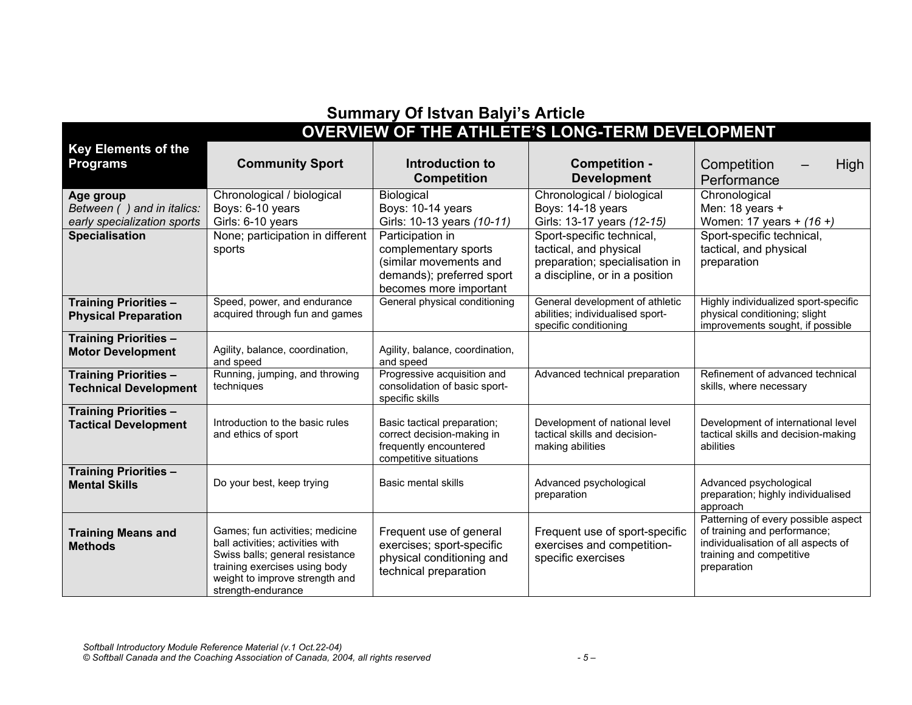## Summary Of Istvan Balyi's Article

| Key Elements of the Programs | OVERVIEW OF THE ATHLETE'S LONG-TERM DEVELOPMENT | | | |
|---|---|---|---|---|
| | **Community Sport** | **Introduction to Competition** | **Competition - Development** | Competition – High Performance |
| **Age group** *Between ( ) and in italics: early specialization sports* | Chronological / biological Boys: 6-10 years Girls: 6-10 years | Biological Boys: 10-14 years Girls: 10-13 years *(10-11)* | Chronological / biological Boys: 14-18 years Girls: 13-17 years *(12-15)* | Chronological Men: 18 years + Women: 17 years + *(16 +)* |
| **Specialisation** | None; participation in different sports | Participation in complementary sports (similar movements and demands); preferred sport becomes more important | Sport-specific technical, tactical, and physical preparation; specialisation in a discipline, or in a position | Sport-specific technical, tactical, and physical preparation |
| **Training Priorities – Physical Preparation** | Speed, power, and endurance acquired through fun and games | General physical conditioning | General development of athletic abilities; individualised sport-specific conditioning | Highly individualized sport-specific physical conditioning; slight improvements sought, if possible |
| **Training Priorities – Motor Development** | Agility, balance, coordination, and speed | Agility, balance, coordination, and speed | | |
| **Training Priorities – Technical Development** | Running, jumping, and throwing techniques | Progressive acquisition and consolidation of basic sport-specific skills | Advanced technical preparation | Refinement of advanced technical skills, where necessary |
| **Training Priorities – Tactical Development** | Introduction to the basic rules and ethics of sport | Basic tactical preparation; correct decision-making in frequently encountered competitive situations | Development of national level tactical skills and decision-making abilities | Development of international level tactical skills and decision-making abilities |
| **Training Priorities – Mental Skills** | Do your best, keep trying | Basic mental skills | Advanced psychological preparation | Advanced psychological preparation; highly individualised approach |
| **Training Means and Methods** | Games; fun activities; medicine ball activities; activities with Swiss balls; general resistance training exercises using body weight to improve strength and strength-endurance | Frequent use of general exercises; sport-specific physical conditioning and technical preparation | Frequent use of sport-specific exercises and competition-specific exercises | Patterning of every possible aspect of training and performance; individualisation of all aspects of training and competitive preparation |

*Softball Introductory Module Reference Material (v.1 Oct.22-04)*
*© Softball Canada and the Coaching Association of Canada, 2004, all rights reserved*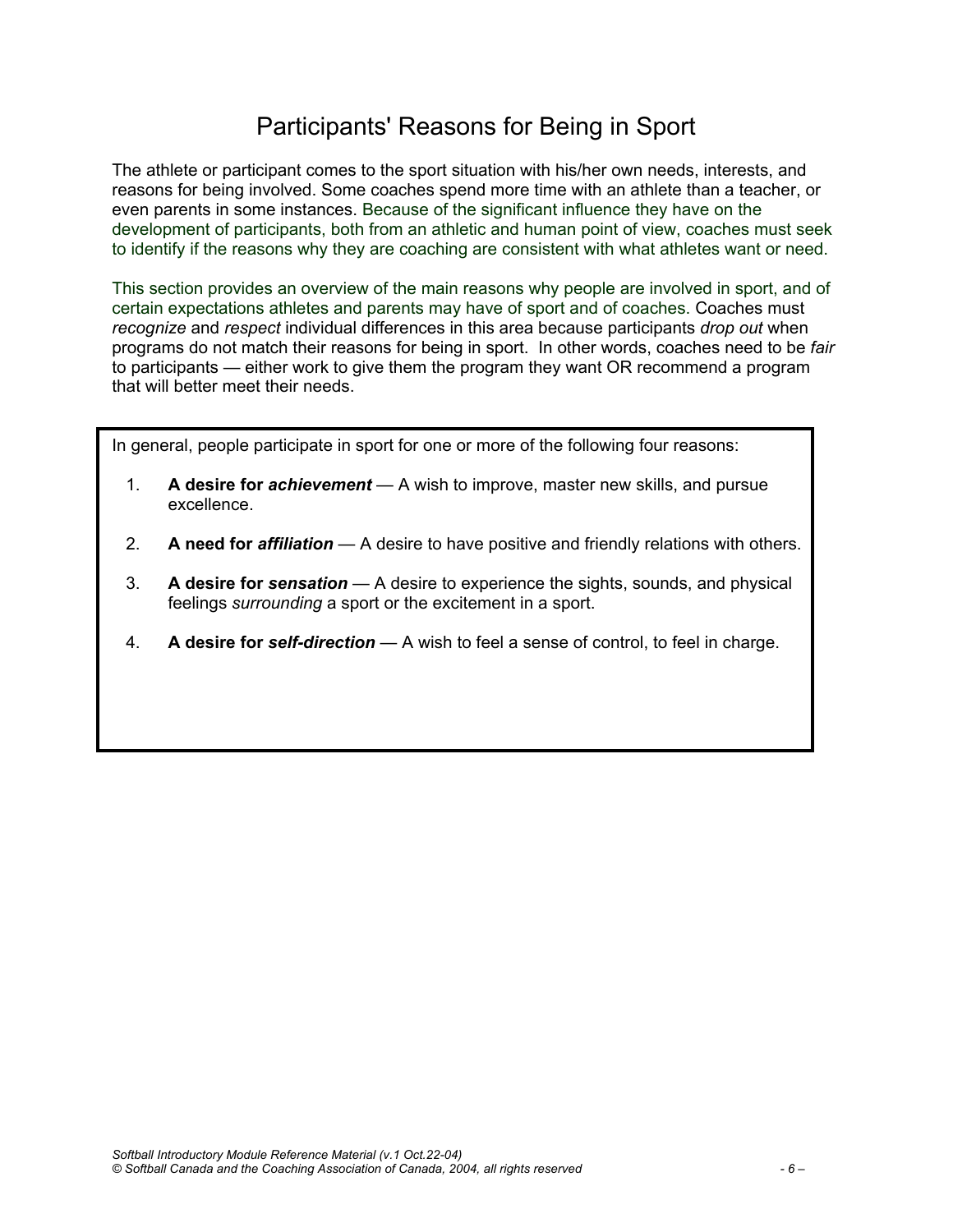# Participants' Reasons for Being in Sport

The athlete or participant comes to the sport situation with his/her own needs, interests, and reasons for being involved. Some coaches spend more time with an athlete than a teacher, or even parents in some instances. Because of the significant influence they have on the development of participants, both from an athletic and human point of view, coaches must seek to identify if the reasons why they are coaching are consistent with what athletes want or need.

This section provides an overview of the main reasons why people are involved in sport, and of certain expectations athletes and parents may have of sport and of coaches. Coaches must *recognize* and *respect* individual differences in this area because participants *drop out* when programs do not match their reasons for being in sport. In other words, coaches need to be *fair* to participants — either work to give them the program they want OR recommend a program that will better meet their needs.

In general, people participate in sport for one or more of the following four reasons:

1. **A desire for *achievement*** — A wish to improve, master new skills, and pursue excellence.
2. **A need for *affiliation*** — A desire to have positive and friendly relations with others.
3. **A desire for *sensation*** — A desire to experience the sights, sounds, and physical feelings *surrounding* a sport or the excitement in a sport.
4. **A desire for *self-direction*** — A wish to feel a sense of control, to feel in charge.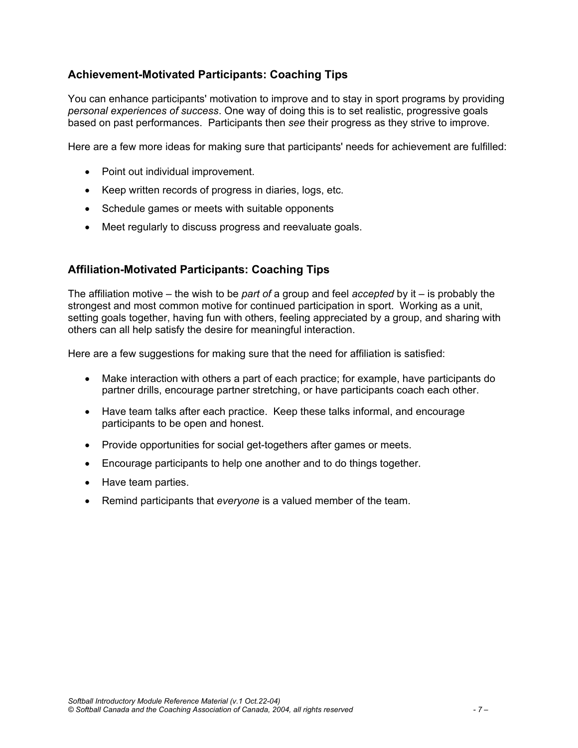## Achievement-Motivated Participants: Coaching Tips

You can enhance participants' motivation to improve and to stay in sport programs by providing *personal experiences of success*. One way of doing this is to set realistic, progressive goals based on past performances. Participants then *see* their progress as they strive to improve.

Here are a few more ideas for making sure that participants' needs for achievement are fulfilled:

- Point out individual improvement.
- Keep written records of progress in diaries, logs, etc.
- Schedule games or meets with suitable opponents
- Meet regularly to discuss progress and reevaluate goals.

## Affiliation-Motivated Participants: Coaching Tips

The affiliation motive – the wish to be *part of* a group and feel *accepted* by it – is probably the strongest and most common motive for continued participation in sport. Working as a unit, setting goals together, having fun with others, feeling appreciated by a group, and sharing with others can all help satisfy the desire for meaningful interaction.

Here are a few suggestions for making sure that the need for affiliation is satisfied:

- Make interaction with others a part of each practice; for example, have participants do partner drills, encourage partner stretching, or have participants coach each other.
- Have team talks after each practice. Keep these talks informal, and encourage participants to be open and honest.
- Provide opportunities for social get-togethers after games or meets.
- Encourage participants to help one another and to do things together.
- Have team parties.
- Remind participants that *everyone* is a valued member of the team.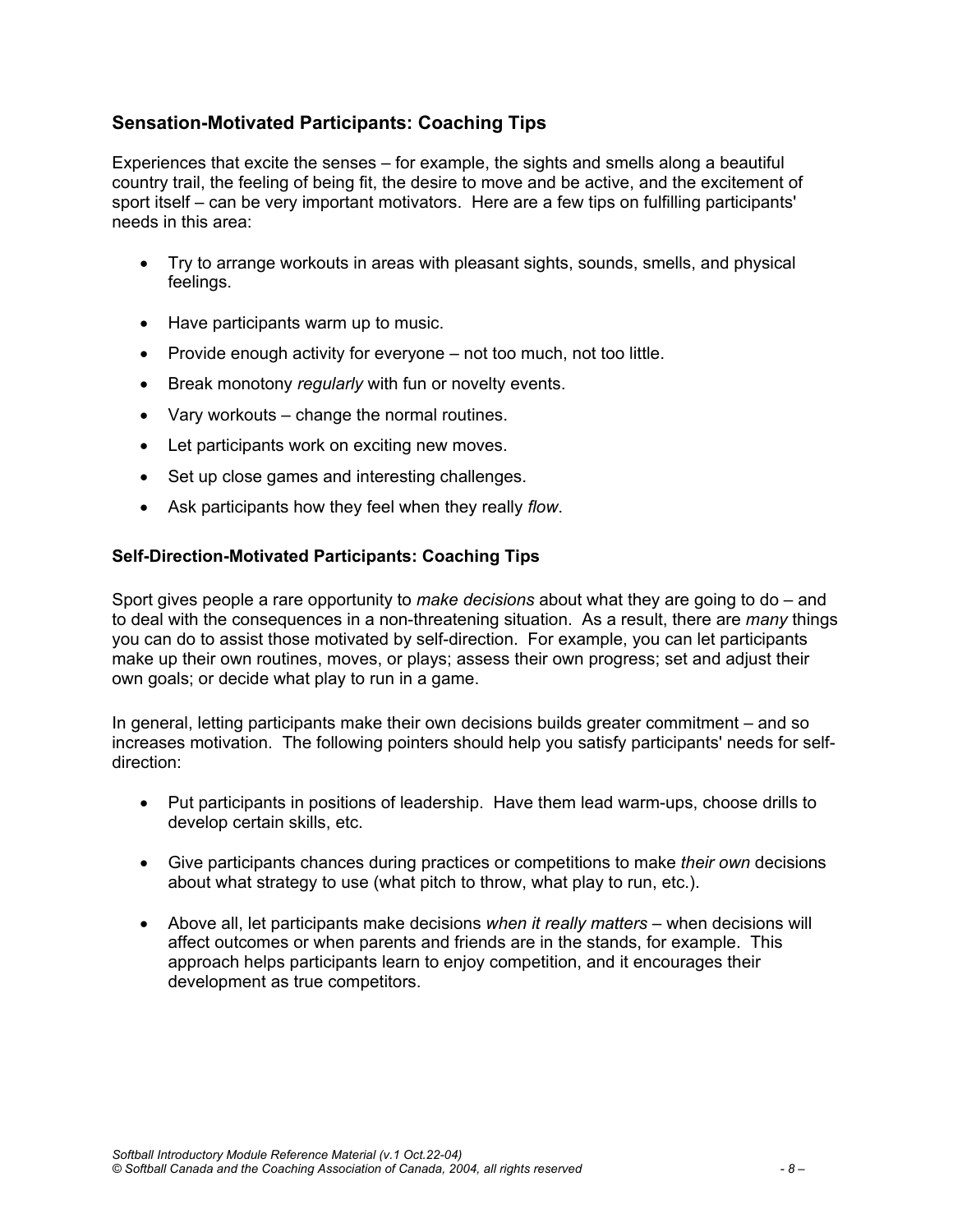## Sensation-Motivated Participants: Coaching Tips

Experiences that excite the senses – for example, the sights and smells along a beautiful country trail, the feeling of being fit, the desire to move and be active, and the excitement of sport itself – can be very important motivators. Here are a few tips on fulfilling participants' needs in this area:

- Try to arrange workouts in areas with pleasant sights, sounds, smells, and physical feelings.
- Have participants warm up to music.
- Provide enough activity for everyone – not too much, not too little.
- Break monotony *regularly* with fun or novelty events.
- Vary workouts – change the normal routines.
- Let participants work on exciting new moves.
- Set up close games and interesting challenges.
- Ask participants how they feel when they really *flow*.

### Self-Direction-Motivated Participants: Coaching Tips

Sport gives people a rare opportunity to *make decisions* about what they are going to do – and to deal with the consequences in a non-threatening situation. As a result, there are *many* things you can do to assist those motivated by self-direction. For example, you can let participants make up their own routines, moves, or plays; assess their own progress; set and adjust their own goals; or decide what play to run in a game.

In general, letting participants make their own decisions builds greater commitment – and so increases motivation. The following pointers should help you satisfy participants' needs for self-direction:

- Put participants in positions of leadership. Have them lead warm-ups, choose drills to develop certain skills, etc.
- Give participants chances during practices or competitions to make *their own* decisions about what strategy to use (what pitch to throw, what play to run, etc.).
- Above all, let participants make decisions *when it really matters* – when decisions will affect outcomes or when parents and friends are in the stands, for example. This approach helps participants learn to enjoy competition, and it encourages their development as true competitors.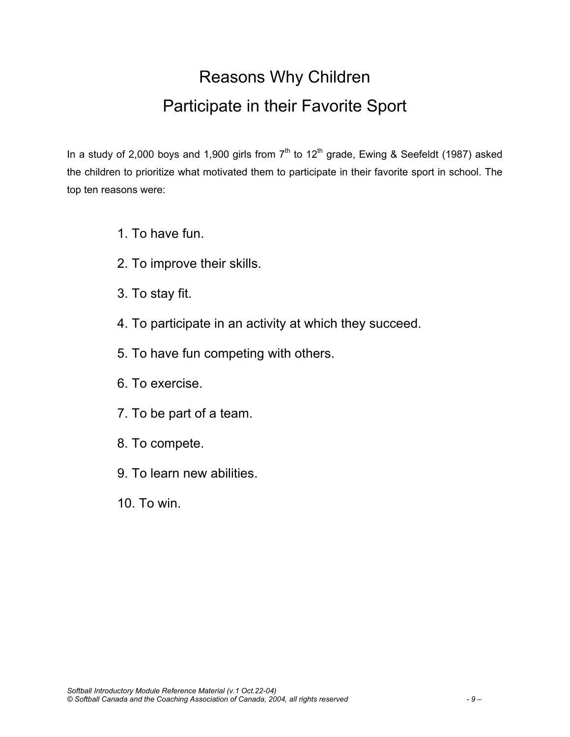# Reasons Why Children Participate in their Favorite Sport

In a study of 2,000 boys and 1,900 girls from 7th to 12th grade, Ewing & Seefeldt (1987) asked the children to prioritize what motivated them to participate in their favorite sport in school. The top ten reasons were:

1. To have fun.
2. To improve their skills.
3. To stay fit.
4. To participate in an activity at which they succeed.
5. To have fun competing with others.
6. To exercise.
7. To be part of a team.
8. To compete.
9. To learn new abilities.
10. To win.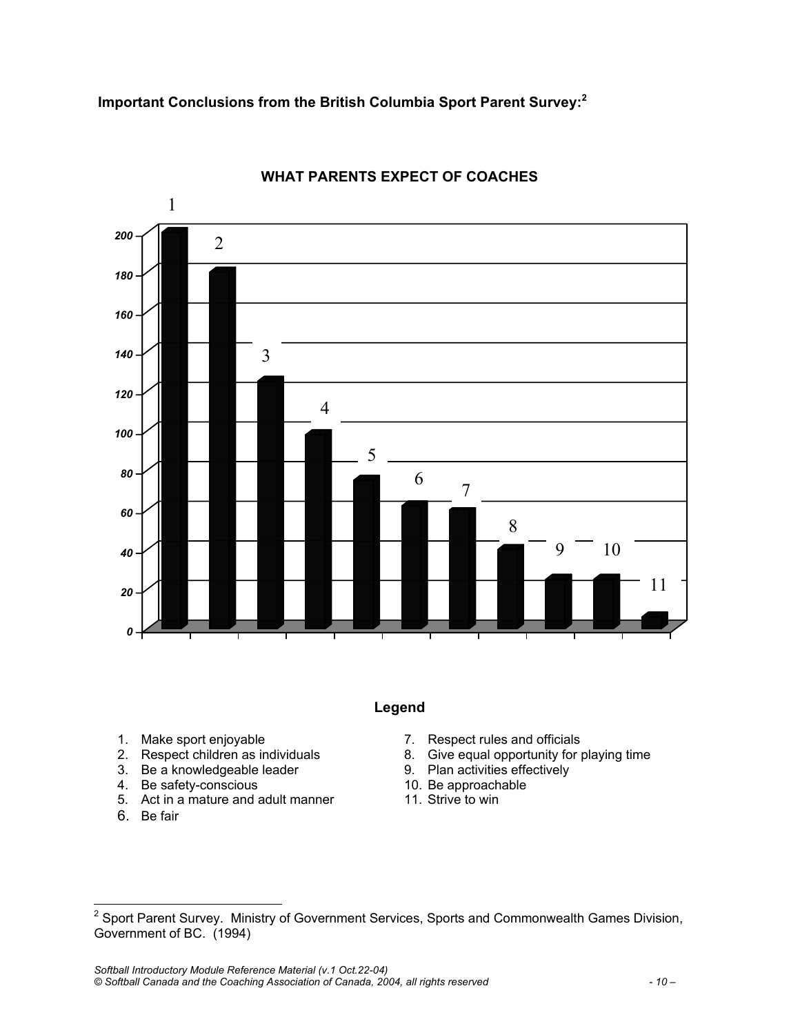**Important Conclusions from the British Columbia Sport Parent Survey:**[2]

**WHAT PARENTS EXPECT OF COACHES**

**Legend**

1. Make sport enjoyable
2. Respect children as individuals
3. Be a knowledgeable leader
4. Be safety-conscious
5. Act in a mature and adult manner
6. Be fair
7. Respect rules and officials
8. Give equal opportunity for playing time
9. Plan activities effectively
10. Be approachable
11. Strive to win

---

[2] Sport Parent Survey. Ministry of Government Services, Sports and Commonwealth Games Division, Government of BC. (1994)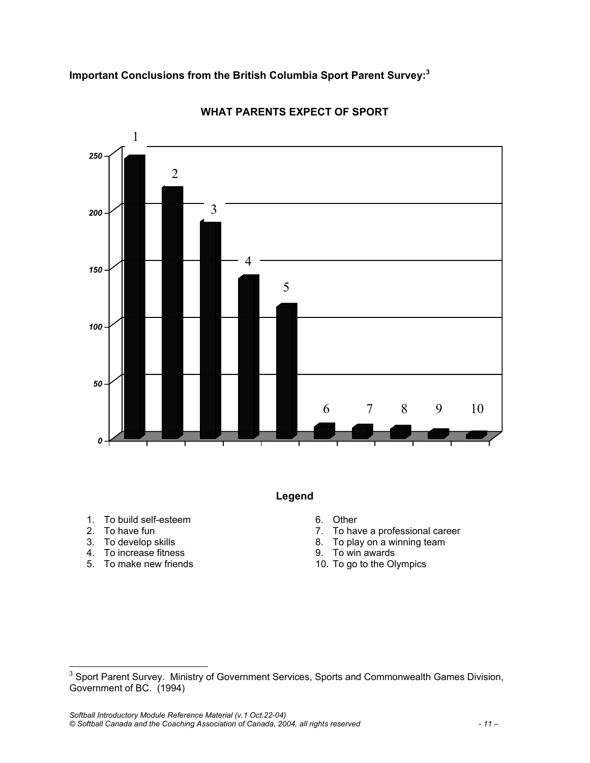**Important Conclusions from the British Columbia Sport Parent Survey:**[3]

**WHAT PARENTS EXPECT OF SPORT**

**Legend**

1. To build self-esteem
2. To have fun
3. To develop skills
4. To increase fitness
5. To make new friends
6. Other
7. To have a professional career
8. To play on a winning team
9. To win awards
10. To go to the Olympics

[3] Sport Parent Survey. Ministry of Government Services, Sports and Commonwealth Games Division, Government of BC. (1994)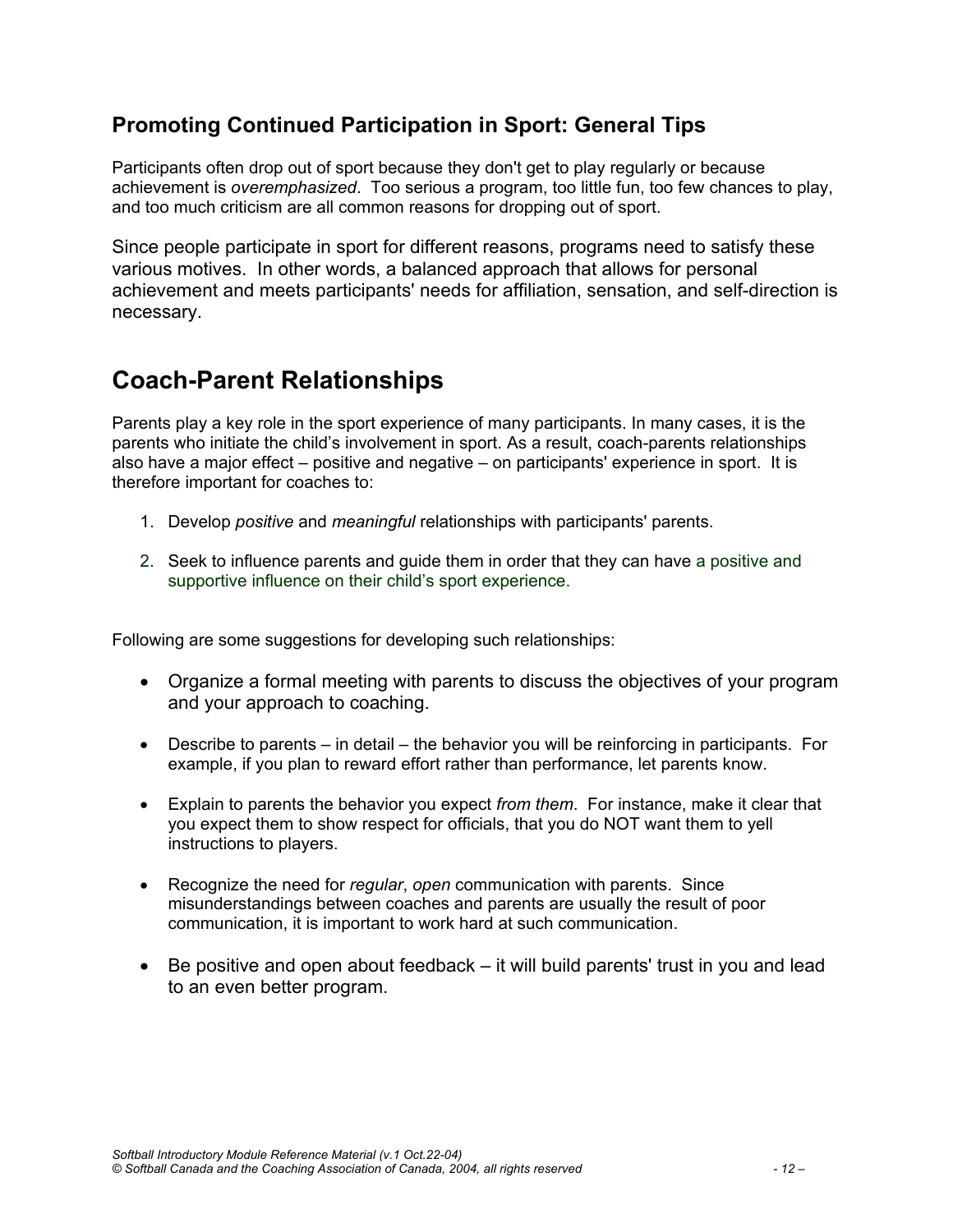### Promoting Continued Participation in Sport: General Tips

Participants often drop out of sport because they don't get to play regularly or because achievement is *overemphasized*. Too serious a program, too little fun, too few chances to play, and too much criticism are all common reasons for dropping out of sport.

Since people participate in sport for different reasons, programs need to satisfy these various motives. In other words, a balanced approach that allows for personal achievement and meets participants' needs for affiliation, sensation, and self-direction is necessary.

## Coach-Parent Relationships

Parents play a key role in the sport experience of many participants. In many cases, it is the parents who initiate the child's involvement in sport. As a result, coach-parents relationships also have a major effect – positive and negative – on participants' experience in sport. It is therefore important for coaches to:

1. Develop *positive* and *meaningful* relationships with participants' parents.
2. Seek to influence parents and guide them in order that they can have a positive and supportive influence on their child's sport experience.

Following are some suggestions for developing such relationships:

- Organize a formal meeting with parents to discuss the objectives of your program and your approach to coaching.
- Describe to parents – in detail – the behavior you will be reinforcing in participants. For example, if you plan to reward effort rather than performance, let parents know.
- Explain to parents the behavior you expect *from them*. For instance, make it clear that you expect them to show respect for officials, that you do NOT want them to yell instructions to players.
- Recognize the need for *regular*, *open* communication with parents. Since misunderstandings between coaches and parents are usually the result of poor communication, it is important to work hard at such communication.
- Be positive and open about feedback – it will build parents' trust in you and lead to an even better program.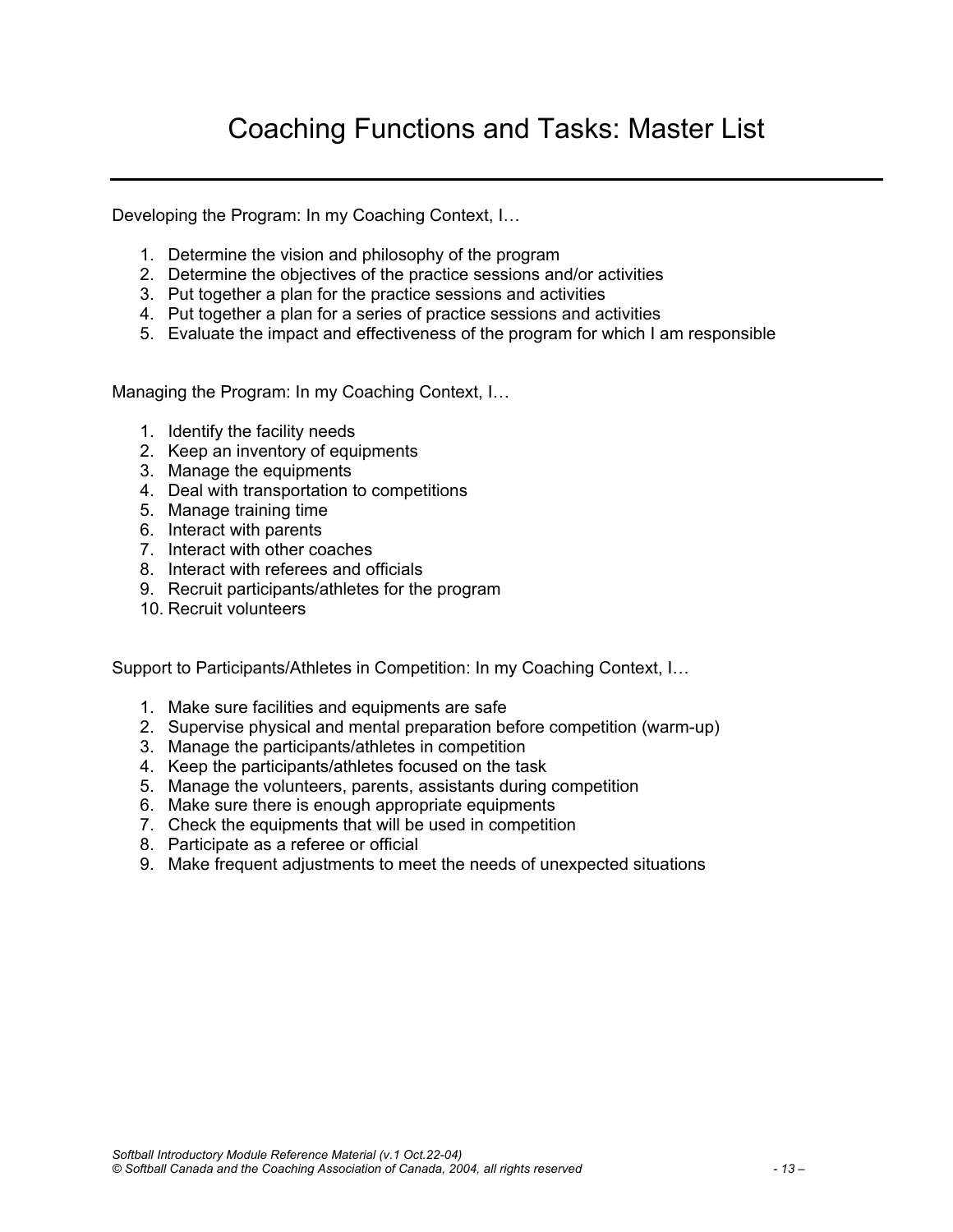# Coaching Functions and Tasks: Master List

Developing the Program: In my Coaching Context, I…

1. Determine the vision and philosophy of the program
2. Determine the objectives of the practice sessions and/or activities
3. Put together a plan for the practice sessions and activities
4. Put together a plan for a series of practice sessions and activities
5. Evaluate the impact and effectiveness of the program for which I am responsible

Managing the Program: In my Coaching Context, I…

1. Identify the facility needs
2. Keep an inventory of equipments
3. Manage the equipments
4. Deal with transportation to competitions
5. Manage training time
6. Interact with parents
7. Interact with other coaches
8. Interact with referees and officials
9. Recruit participants/athletes for the program
10. Recruit volunteers

Support to Participants/Athletes in Competition: In my Coaching Context, I…

1. Make sure facilities and equipments are safe
2. Supervise physical and mental preparation before competition (warm-up)
3. Manage the participants/athletes in competition
4. Keep the participants/athletes focused on the task
5. Manage the volunteers, parents, assistants during competition
6. Make sure there is enough appropriate equipments
7. Check the equipments that will be used in competition
8. Participate as a referee or official
9. Make frequent adjustments to meet the needs of unexpected situations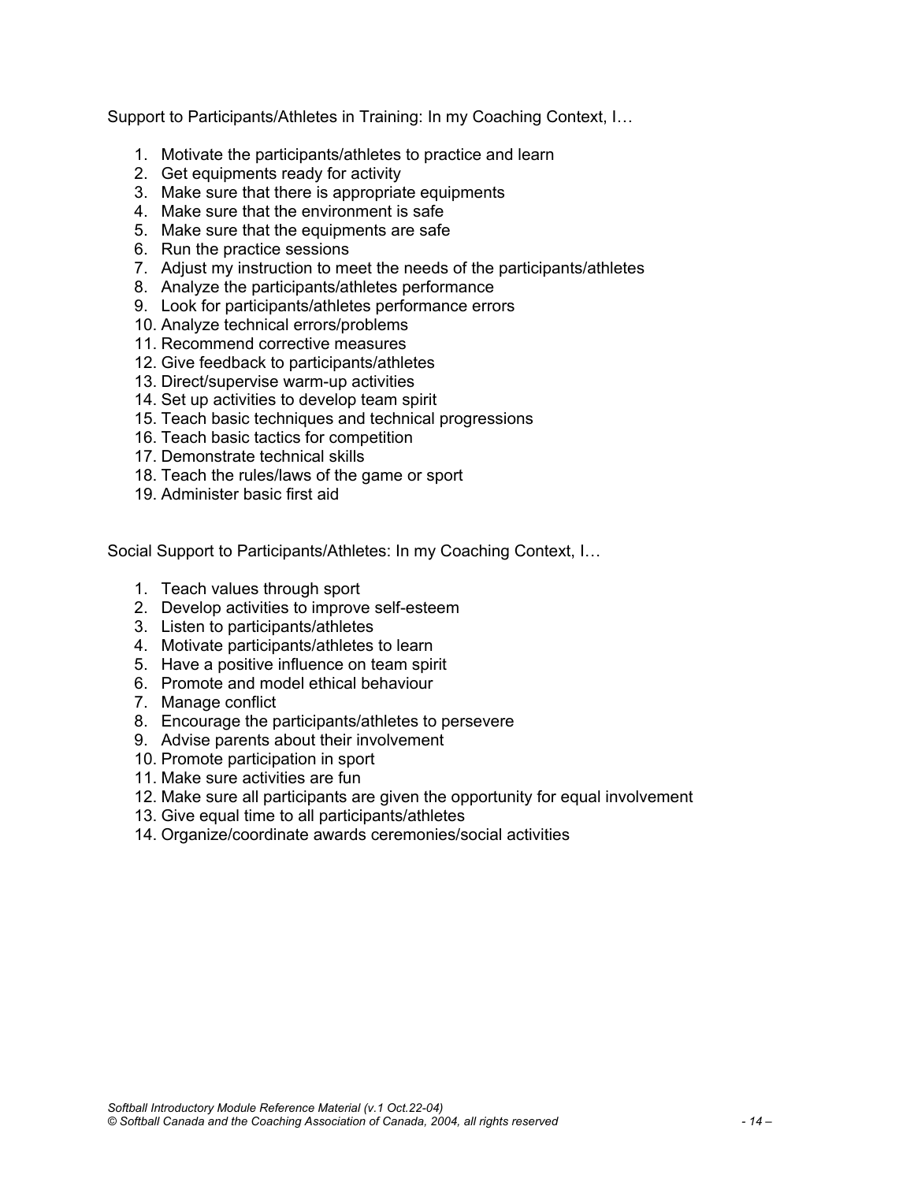Support to Participants/Athletes in Training: In my Coaching Context, I…

1. Motivate the participants/athletes to practice and learn
2. Get equipments ready for activity
3. Make sure that there is appropriate equipments
4. Make sure that the environment is safe
5. Make sure that the equipments are safe
6. Run the practice sessions
7. Adjust my instruction to meet the needs of the participants/athletes
8. Analyze the participants/athletes performance
9. Look for participants/athletes performance errors
10. Analyze technical errors/problems
11. Recommend corrective measures
12. Give feedback to participants/athletes
13. Direct/supervise warm-up activities
14. Set up activities to develop team spirit
15. Teach basic techniques and technical progressions
16. Teach basic tactics for competition
17. Demonstrate technical skills
18. Teach the rules/laws of the game or sport
19. Administer basic first aid

Social Support to Participants/Athletes: In my Coaching Context, I…

1. Teach values through sport
2. Develop activities to improve self-esteem
3. Listen to participants/athletes
4. Motivate participants/athletes to learn
5. Have a positive influence on team spirit
6. Promote and model ethical behaviour
7. Manage conflict
8. Encourage the participants/athletes to persevere
9. Advise parents about their involvement
10. Promote participation in sport
11. Make sure activities are fun
12. Make sure all participants are given the opportunity for equal involvement
13. Give equal time to all participants/athletes
14. Organize/coordinate awards ceremonies/social activities